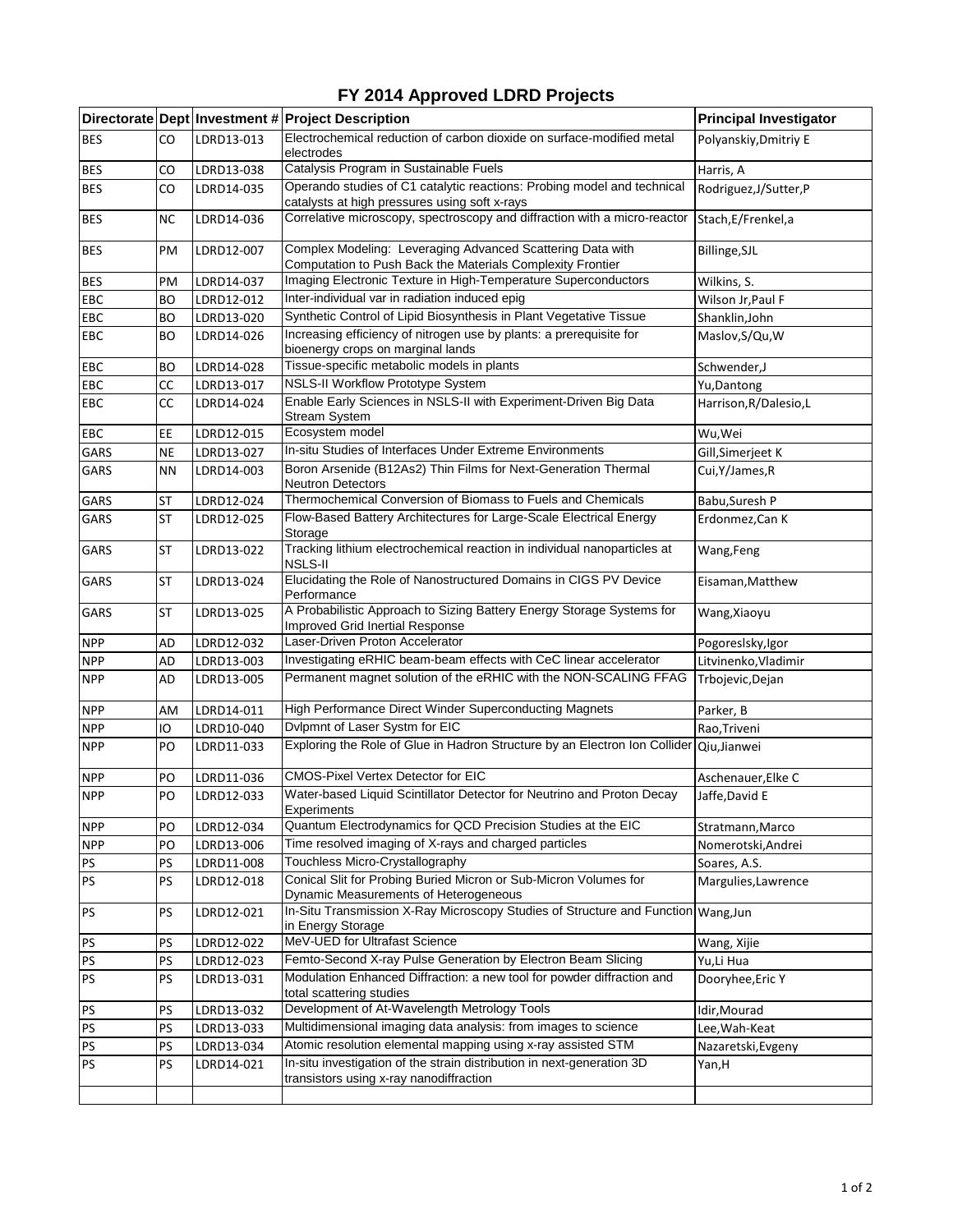# FY 2014 Approved LDRD Projects

| Directorate | Dept | Investment # | Project Description | Principal Investigator |
|---|---|---|---|---|
| BES | CO | LDRD13-013 | Electrochemical reduction of carbon dioxide on surface-modified metal electrodes | Polyanskiy,Dmitriy E |
| BES | CO | LDRD13-038 | Catalysis Program in Sustainable Fuels | Harris, A |
| BES | CO | LDRD14-035 | Operando studies of C1 catalytic reactions: Probing model and technical catalysts at high pressures using soft x-rays | Rodriguez,J/Sutter,P |
| BES | NC | LDRD14-036 | Correlative microscopy, spectroscopy and diffraction with a micro-reactor | Stach,E/Frenkel,a |
| BES | PM | LDRD12-007 | Complex Modeling: Leveraging Advanced Scattering Data with Computation to Push Back the Materials Complexity Frontier | Billinge,SJL |
| BES | PM | LDRD14-037 | Imaging Electronic Texture in High-Temperature Superconductors | Wilkins, S. |
| EBC | BO | LDRD12-012 | Inter-individual var in radiation induced epig | Wilson Jr,Paul F |
| EBC | BO | LDRD13-020 | Synthetic Control of Lipid Biosynthesis in Plant Vegetative Tissue | Shanklin,John |
| EBC | BO | LDRD14-026 | Increasing efficiency of nitrogen use by plants: a prerequisite for bioenergy crops on marginal lands | Maslov,S/Qu,W |
| EBC | BO | LDRD14-028 | Tissue-specific metabolic models in plants | Schwender,J |
| EBC | CC | LDRD13-017 | NSLS-II Workflow Prototype System | Yu,Dantong |
| EBC | CC | LDRD14-024 | Enable Early Sciences in NSLS-II with Experiment-Driven Big Data Stream System | Harrison,R/Dalesio,L |
| EBC | EE | LDRD12-015 | Ecosystem model | Wu,Wei |
| GARS | NE | LDRD13-027 | In-situ Studies of Interfaces Under Extreme Environments | Gill,Simerjeet K |
| GARS | NN | LDRD14-003 | Boron Arsenide (B12As2) Thin Films for Next-Generation Thermal Neutron Detectors | Cui,Y/James,R |
| GARS | ST | LDRD12-024 | Thermochemical Conversion of Biomass to Fuels and Chemicals | Babu,Suresh P |
| GARS | ST | LDRD12-025 | Flow-Based Battery Architectures for Large-Scale Electrical Energy Storage | Erdonmez,Can K |
| GARS | ST | LDRD13-022 | Tracking lithium electrochemical reaction in individual nanoparticles at NSLS-II | Wang,Feng |
| GARS | ST | LDRD13-024 | Elucidating the Role of Nanostructured Domains in CIGS PV Device Performance | Eisaman,Matthew |
| GARS | ST | LDRD13-025 | A Probabilistic Approach to Sizing Battery Energy Storage Systems for Improved Grid Inertial Response | Wang,Xiaoyu |
| NPP | AD | LDRD12-032 | Laser-Driven Proton Accelerator | Pogoreslsky,Igor |
| NPP | AD | LDRD13-003 | Investigating eRHIC beam-beam effects with CeC linear accelerator | Litvinenko,Vladimir |
| NPP | AD | LDRD13-005 | Permanent magnet solution of the eRHIC with the NON-SCALING FFAG | Trbojevic,Dejan |
| NPP | AM | LDRD14-011 | High Performance Direct Winder Superconducting Magnets | Parker, B |
| NPP | IO | LDRD10-040 | Dvlpmnt of Laser Systm for EIC | Rao,Triveni |
| NPP | PO | LDRD11-033 | Exploring the Role of Glue in Hadron Structure by an Electron Ion Collider | Qiu,Jianwei |
| NPP | PO | LDRD11-036 | CMOS-Pixel Vertex Detector for EIC | Aschenauer,Elke C |
| NPP | PO | LDRD12-033 | Water-based Liquid Scintillator Detector for Neutrino and Proton Decay Experiments | Jaffe,David E |
| NPP | PO | LDRD12-034 | Quantum Electrodynamics for QCD Precision Studies at the EIC | Stratmann,Marco |
| NPP | PO | LDRD13-006 | Time resolved imaging of X-rays and charged particles | Nomerotski,Andrei |
| PS | PS | LDRD11-008 | Touchless Micro-Crystallography | Soares, A.S. |
| PS | PS | LDRD12-018 | Conical Slit for Probing Buried Micron or Sub-Micron Volumes for Dynamic Measurements of Heterogeneous | Margulies,Lawrence |
| PS | PS | LDRD12-021 | In-Situ Transmission X-Ray Microscopy Studies of Structure and Function in Energy Storage | Wang,Jun |
| PS | PS | LDRD12-022 | MeV-UED for Ultrafast Science | Wang, Xijie |
| PS | PS | LDRD12-023 | Femto-Second X-ray Pulse Generation by Electron Beam Slicing | Yu,Li Hua |
| PS | PS | LDRD13-031 | Modulation Enhanced Diffraction: a new tool for powder diffraction and total scattering studies | Dooryhee,Eric Y |
| PS | PS | LDRD13-032 | Development of At-Wavelength Metrology Tools | Idir,Mourad |
| PS | PS | LDRD13-033 | Multidimensional imaging data analysis: from images to science | Lee,Wah-Keat |
| PS | PS | LDRD13-034 | Atomic resolution elemental mapping using x-ray assisted STM | Nazaretski,Evgeny |
| PS | PS | LDRD14-021 | In-situ investigation of the strain distribution in next-generation 3D transistors using x-ray nanodiffraction | Yan,H |
| | | | | |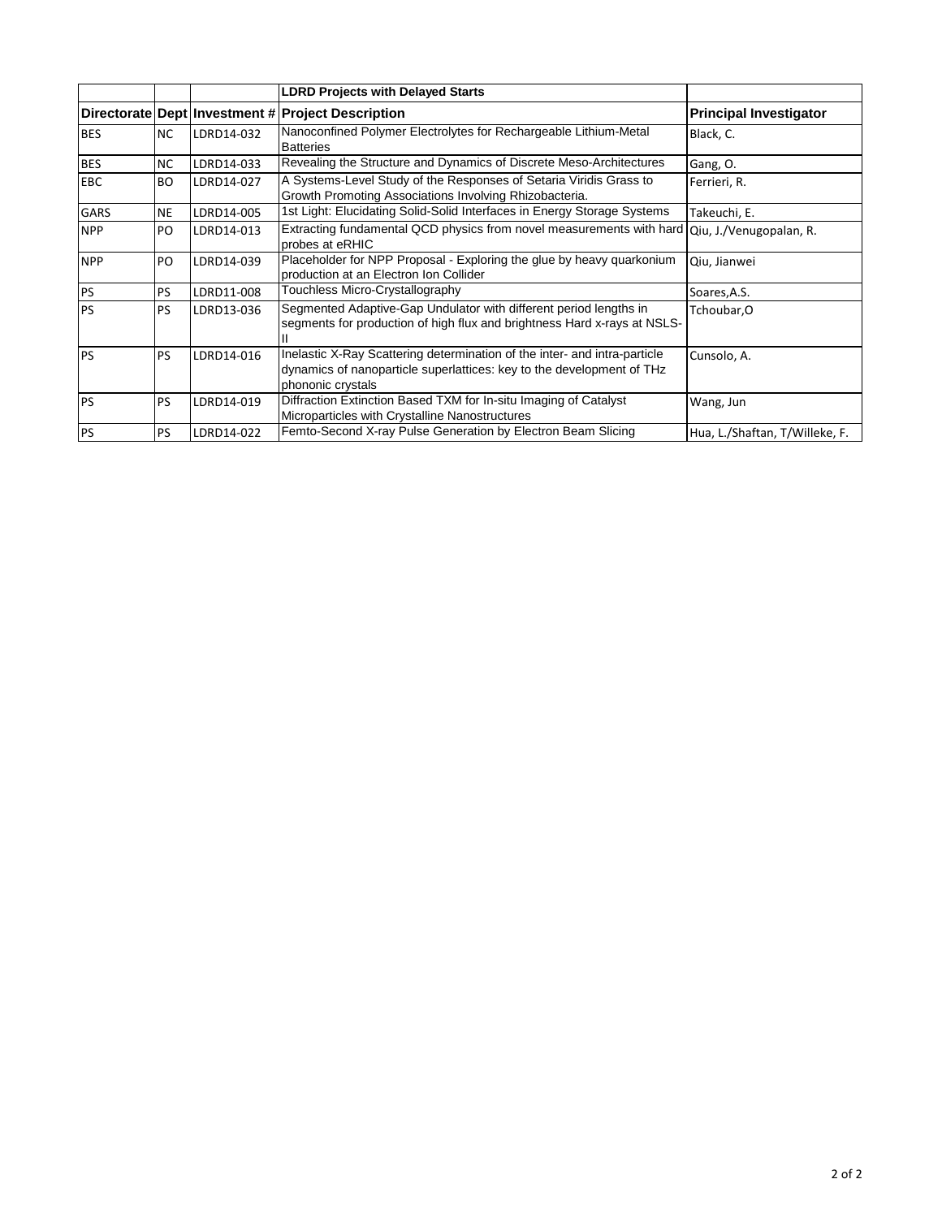| | | | LDRD Projects with Delayed Starts | |
|---|---|---|---|---|
| **Directorate** | **Dept** | **Investment #** | **Project Description** | **Principal Investigator** |
| BES | NC | LDRD14-032 | Nanoconfined Polymer Electrolytes for Rechargeable Lithium-Metal Batteries | Black, C. |
| BES | NC | LDRD14-033 | Revealing the Structure and Dynamics of Discrete Meso-Architectures | Gang, O. |
| EBC | BO | LDRD14-027 | A Systems-Level Study of the Responses of Setaria Viridis Grass to Growth Promoting Associations Involving Rhizobacteria. | Ferrieri, R. |
| GARS | NE | LDRD14-005 | 1st Light: Elucidating Solid-Solid Interfaces in Energy Storage Systems | Takeuchi, E. |
| NPP | PO | LDRD14-013 | Extracting fundamental QCD physics from novel measurements with hard probes at eRHIC | Qiu, J./Venugopalan, R. |
| NPP | PO | LDRD14-039 | Placeholder for NPP Proposal - Exploring the glue by heavy quarkonium production at an Electron Ion Collider | Qiu, Jianwei |
| PS | PS | LDRD11-008 | Touchless Micro-Crystallography | Soares,A.S. |
| PS | PS | LDRD13-036 | Segmented Adaptive-Gap Undulator with different period lengths in segments for production of high flux and brightness Hard x-rays at NSLS-II | Tchoubar,O |
| PS | PS | LDRD14-016 | Inelastic X-Ray Scattering determination of the inter- and intra-particle dynamics of nanoparticle superlattices: key to the development of THz phononic crystals | Cunsolo, A. |
| PS | PS | LDRD14-019 | Diffraction Extinction Based TXM for In-situ Imaging of Catalyst Microparticles with Crystalline Nanostructures | Wang, Jun |
| PS | PS | LDRD14-022 | Femto-Second X-ray Pulse Generation by Electron Beam Slicing | Hua, L./Shaftan, T/Willeke, F. |